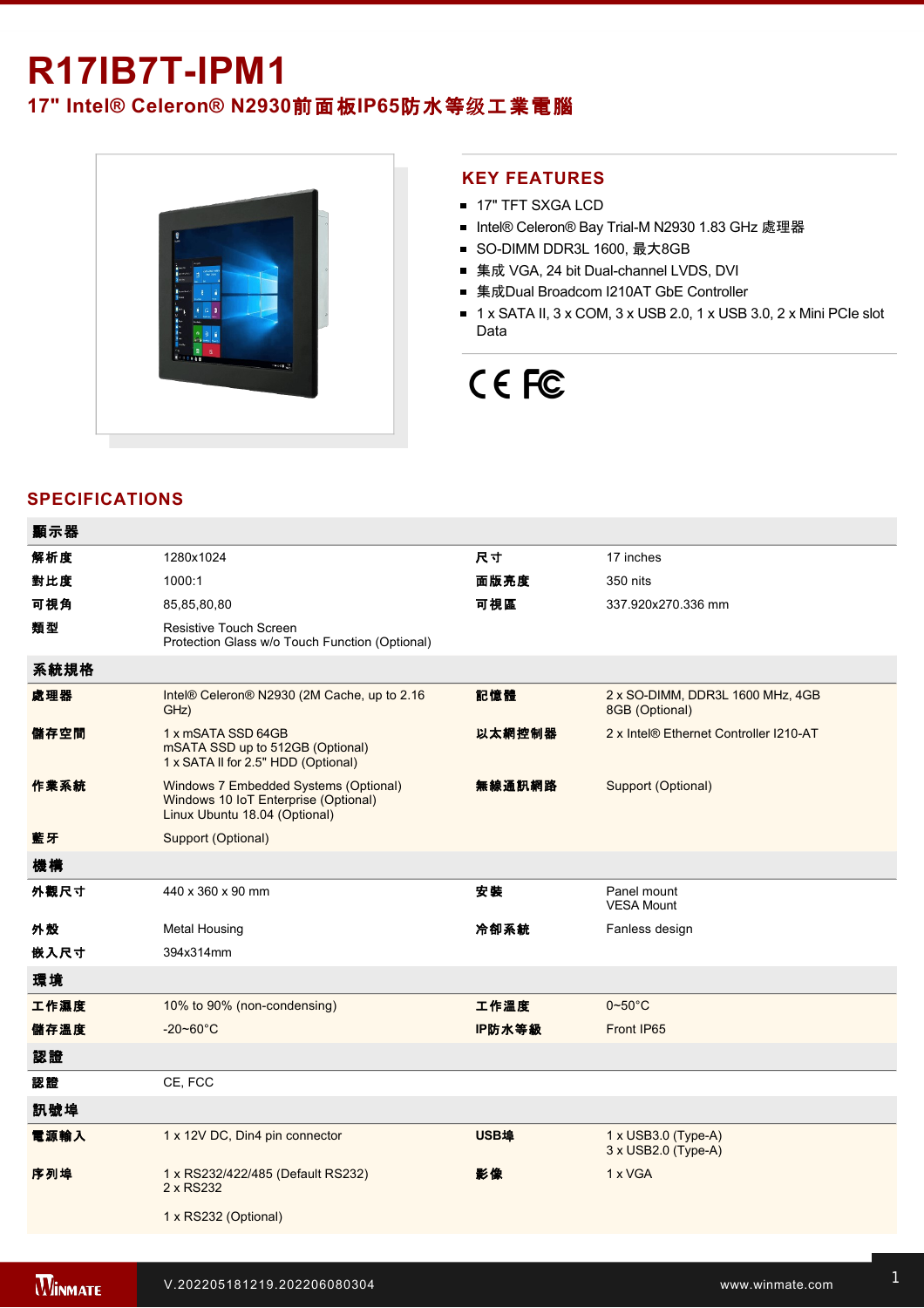# R17IB7T-IPM1

## 17" Intel® Celeron® N2930前面板IP65防水等级工業電腦

## KEY FEATURES

- 17" TFT SXGA LCD
- Intel® Celeron® Bay Trial-M N2930 1.83 GHz 處理器
- SO-DIMM DDR3L 1600, 最大8GB
- 集成 VGA, 24 bit Dual-channel LVDS, DVI
- 集成Dual Broadcom I210AT GbE Controller
- 1 x SATA II, 3 x COM, 3 x USB 2.0, 1 x USB 3.0, 2 x Mini PCIe slot Data

## SPECIFICATIONS

| **顯示器** | | | |
|---|---|---|---|
| **解析度** | 1280x1024 | **尺寸** | 17 inches |
| **對比度** | 1000:1 | **面版亮度** | 350 nits |
| **可視角** | 85,85,80,80 | **可視區** | 337.920x270.336 mm |
| **類型** | Resistive Touch Screen<br>Protection Glass w/o Touch Function (Optional) | | |
| **系統規格** | | | |
| **處理器** | Intel® Celeron® N2930 (2M Cache, up to 2.16 GHz) | **記憶體** | 2 x SO-DIMM, DDR3L 1600 MHz, 4GB<br>8GB (Optional) |
| **儲存空間** | 1 x mSATA SSD 64GB<br>mSATA SSD up to 512GB (Optional)<br>1 x SATA II for 2.5" HDD (Optional) | **以太網控制器** | 2 x Intel® Ethernet Controller I210-AT |
| **作業系統** | Windows 7 Embedded Systems (Optional)<br>Windows 10 IoT Enterprise (Optional)<br>Linux Ubuntu 18.04 (Optional) | **無線通訊網路** | Support (Optional) |
| **藍牙** | Support (Optional) | | |
| **機構** | | | |
| **外觀尺寸** | 440 x 360 x 90 mm | **安裝** | Panel mount<br>VESA Mount |
| **外殼** | Metal Housing | **冷卻系統** | Fanless design |
| **嵌入尺寸** | 394x314mm | | |
| **環境** | | | |
| **工作濕度** | 10% to 90% (non-condensing) | **工作溫度** | 0~50°C |
| **儲存溫度** | -20~60°C | **IP防水等級** | Front IP65 |
| **認證** | | | |
| **認證** | CE, FCC | | |
| **訊號埠** | | | |
| **電源輸入** | 1 x 12V DC, Din4 pin connector | **USB埠** | 1 x USB3.0 (Type-A)<br>3 x USB2.0 (Type-A) |
| **序列埠** | 1 x RS232/422/485 (Default RS232)<br>2 x RS232<br><br>1 x RS232 (Optional) | **影像** | 1 x VGA |

V.202205181219.202206080304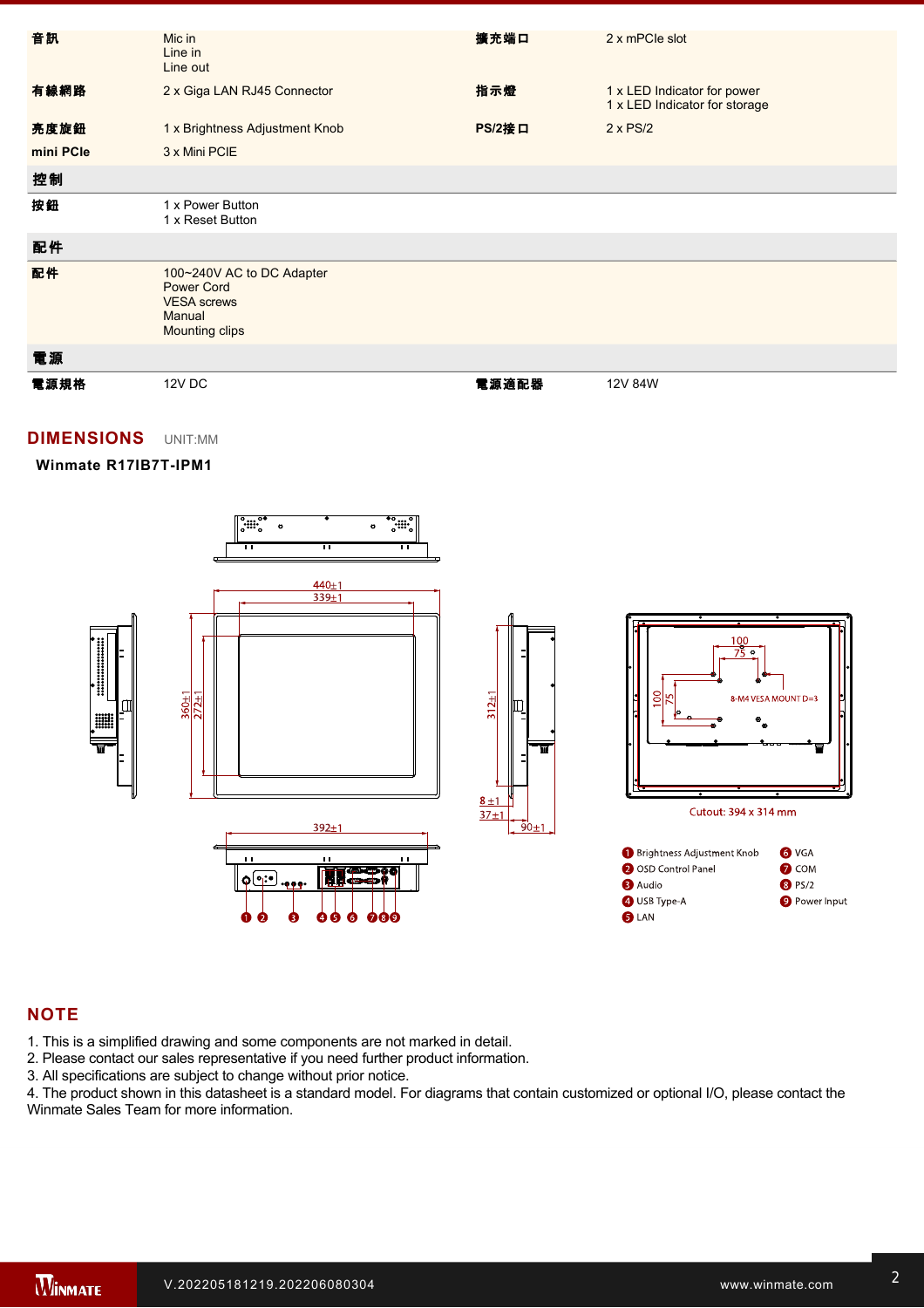| | | | |
|---|---|---|---|
| 音訊 | Mic in<br>Line in<br>Line out | 擴充端口 | 2 x mPCIe slot |
| 有線網路 | 2 x Giga LAN RJ45 Connector | 指示燈 | 1 x LED Indicator for power<br>1 x LED Indicator for storage |
| 亮度旋鈕 | 1 x Brightness Adjustment Knob | PS/2接口 | 2 x PS/2 |
| mini PCIe | 3 x Mini PCIE | | |
| **控制** | | | |
| 按鈕 | 1 x Power Button<br>1 x Reset Button | | |
| **配件** | | | |
| 配件 | 100~240V AC to DC Adapter<br>Power Cord<br>VESA screws<br>Manual<br>Mounting clips | | |
| **電源** | | | |
| 電源規格 | 12V DC | 電源適配器 | 12V 84W |

## DIMENSIONS UNIT:MM

**Winmate R17IB7T-IPM1**

440±1
339±1
360±1
272±1
312±1
8±1
37±1
90±1
392±1
100
75
100
75
8-M4 VESA MOUNT D=3
Cutout: 394 x 314 mm

1 Brightness Adjustment Knob
2 OSD Control Panel
3 Audio
4 USB Type-A
5 LAN
6 VGA
7 COM
8 PS/2
9 Power Input

## NOTE

1. This is a simplified drawing and some components are not marked in detail.
2. Please contact our sales representative if you need further product information.
3. All specifications are subject to change without prior notice.
4. The product shown in this datasheet is a standard model. For diagrams that contain customized or optional I/O, please contact the Winmate Sales Team for more information.